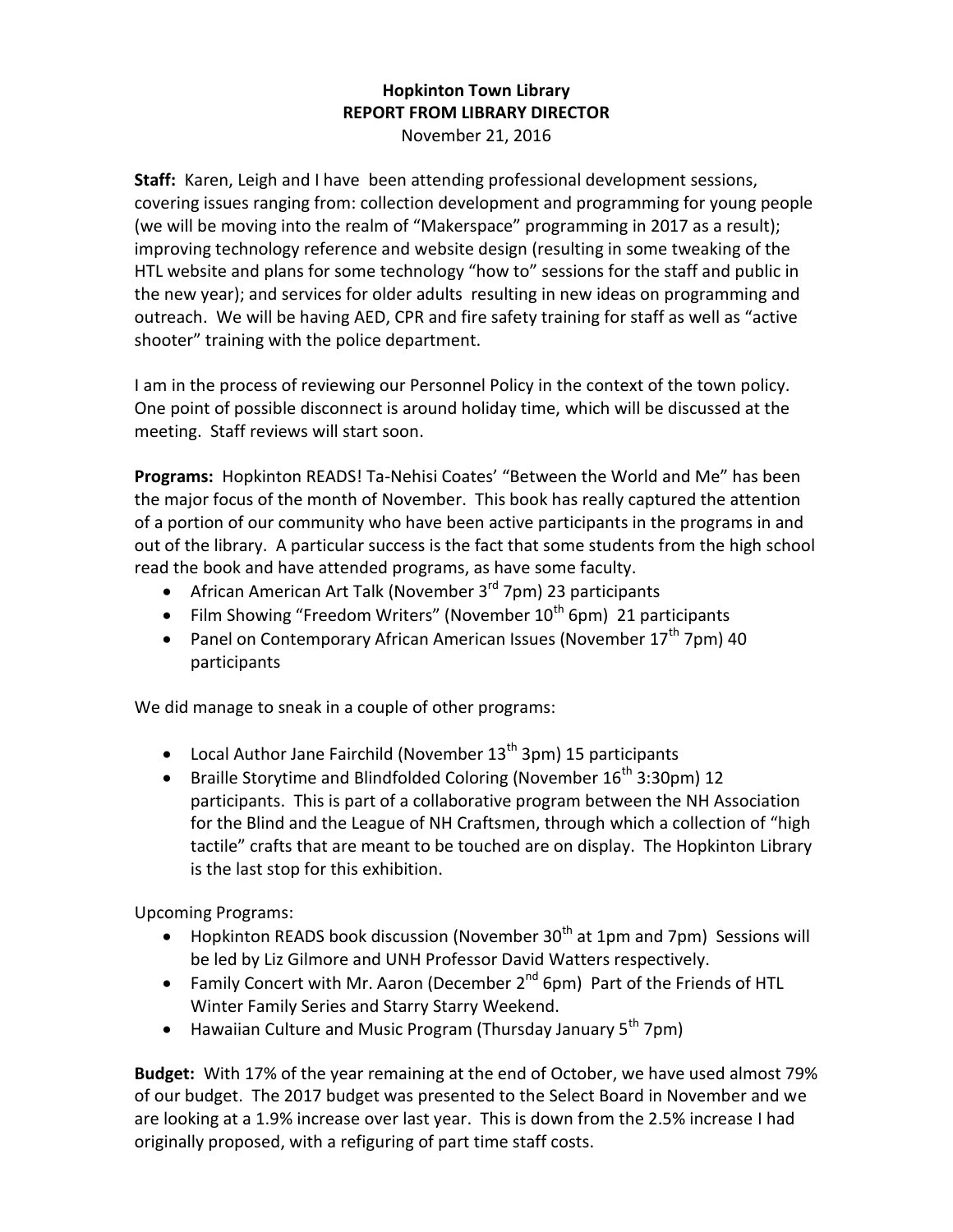# Hopkinton Town Library
## REPORT FROM LIBRARY DIRECTOR
November 21, 2016

**Staff:** Karen, Leigh and I have been attending professional development sessions, covering issues ranging from: collection development and programming for young people (we will be moving into the realm of "Makerspace" programming in 2017 as a result); improving technology reference and website design (resulting in some tweaking of the HTL website and plans for some technology "how to" sessions for the staff and public in the new year); and services for older adults resulting in new ideas on programming and outreach. We will be having AED, CPR and fire safety training for staff as well as "active shooter" training with the police department.

I am in the process of reviewing our Personnel Policy in the context of the town policy. One point of possible disconnect is around holiday time, which will be discussed at the meeting. Staff reviews will start soon.

**Programs:** Hopkinton READS! Ta-Nehisi Coates' "Between the World and Me" has been the major focus of the month of November. This book has really captured the attention of a portion of our community who have been active participants in the programs in and out of the library. A particular success is the fact that some students from the high school read the book and have attended programs, as have some faculty.

- African American Art Talk (November 3rd 7pm) 23 participants
- Film Showing "Freedom Writers" (November 10th 6pm) 21 participants
- Panel on Contemporary African American Issues (November 17th 7pm) 40 participants

We did manage to sneak in a couple of other programs:

- Local Author Jane Fairchild (November 13th 3pm) 15 participants
- Braille Storytime and Blindfolded Coloring (November 16th 3:30pm) 12 participants. This is part of a collaborative program between the NH Association for the Blind and the League of NH Craftsmen, through which a collection of "high tactile" crafts that are meant to be touched are on display. The Hopkinton Library is the last stop for this exhibition.

Upcoming Programs:

- Hopkinton READS book discussion (November 30th at 1pm and 7pm) Sessions will be led by Liz Gilmore and UNH Professor David Watters respectively.
- Family Concert with Mr. Aaron (December 2nd 6pm) Part of the Friends of HTL Winter Family Series and Starry Starry Weekend.
- Hawaiian Culture and Music Program (Thursday January 5th 7pm)

**Budget:** With 17% of the year remaining at the end of October, we have used almost 79% of our budget. The 2017 budget was presented to the Select Board in November and we are looking at a 1.9% increase over last year. This is down from the 2.5% increase I had originally proposed, with a refiguring of part time staff costs.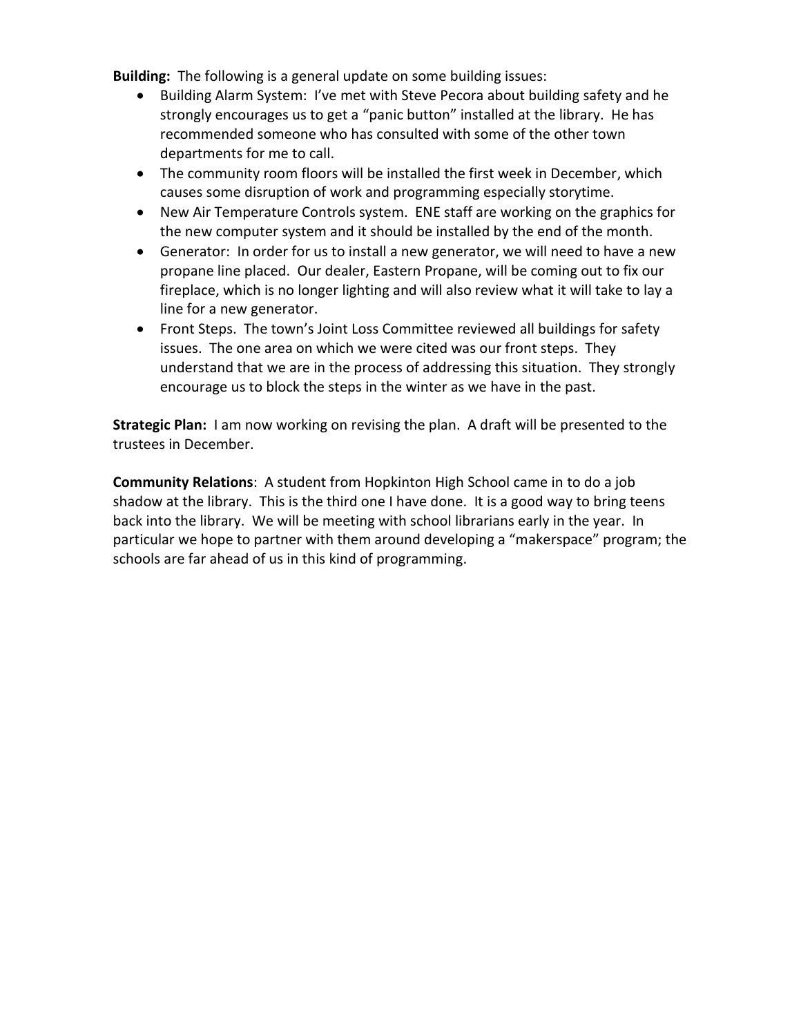**Building:** The following is a general update on some building issues:

- Building Alarm System: I've met with Steve Pecora about building safety and he strongly encourages us to get a "panic button" installed at the library. He has recommended someone who has consulted with some of the other town departments for me to call.
- The community room floors will be installed the first week in December, which causes some disruption of work and programming especially storytime.
- New Air Temperature Controls system. ENE staff are working on the graphics for the new computer system and it should be installed by the end of the month.
- Generator: In order for us to install a new generator, we will need to have a new propane line placed. Our dealer, Eastern Propane, will be coming out to fix our fireplace, which is no longer lighting and will also review what it will take to lay a line for a new generator.
- Front Steps. The town's Joint Loss Committee reviewed all buildings for safety issues. The one area on which we were cited was our front steps. They understand that we are in the process of addressing this situation. They strongly encourage us to block the steps in the winter as we have in the past.

**Strategic Plan:** I am now working on revising the plan. A draft will be presented to the trustees in December.

**Community Relations**: A student from Hopkinton High School came in to do a job shadow at the library. This is the third one I have done. It is a good way to bring teens back into the library. We will be meeting with school librarians early in the year. In particular we hope to partner with them around developing a "makerspace" program; the schools are far ahead of us in this kind of programming.